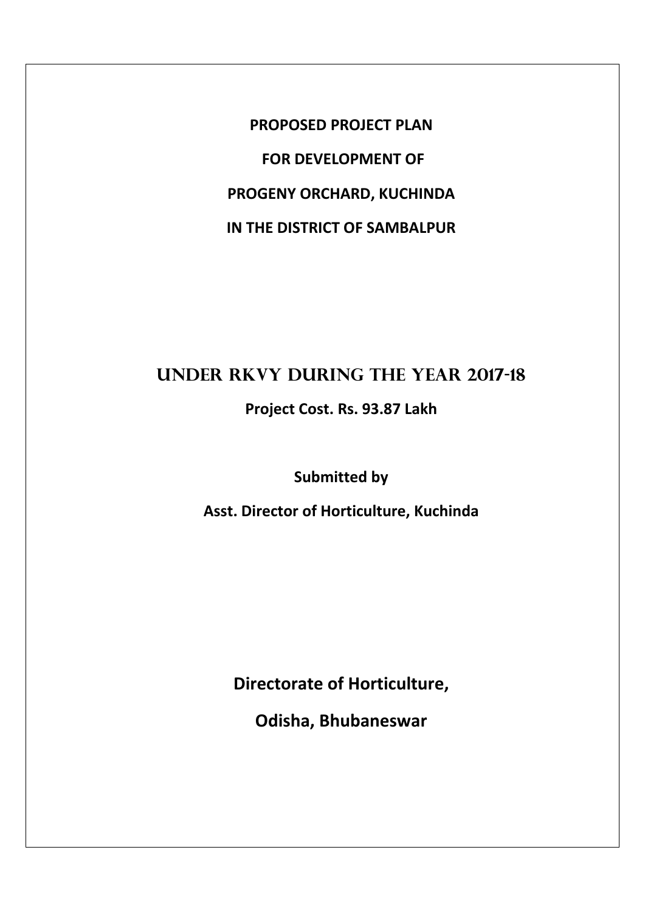**PROPOSED PROJECT PLAN**

**FOR DEVELOPMENT OF**

**PROGENY ORCHARD, KUCHINDA**

**IN THE DISTRICT OF SAMBALPUR**

# UNDER RKVY DURING THE YEAR 2017-18

**Project Cost. Rs. 93.87 Lakh**

**Submitted by**

**Asst. Director of Horticulture, Kuchinda**

**Directorate of Horticulture,**

**Odisha, Bhubaneswar**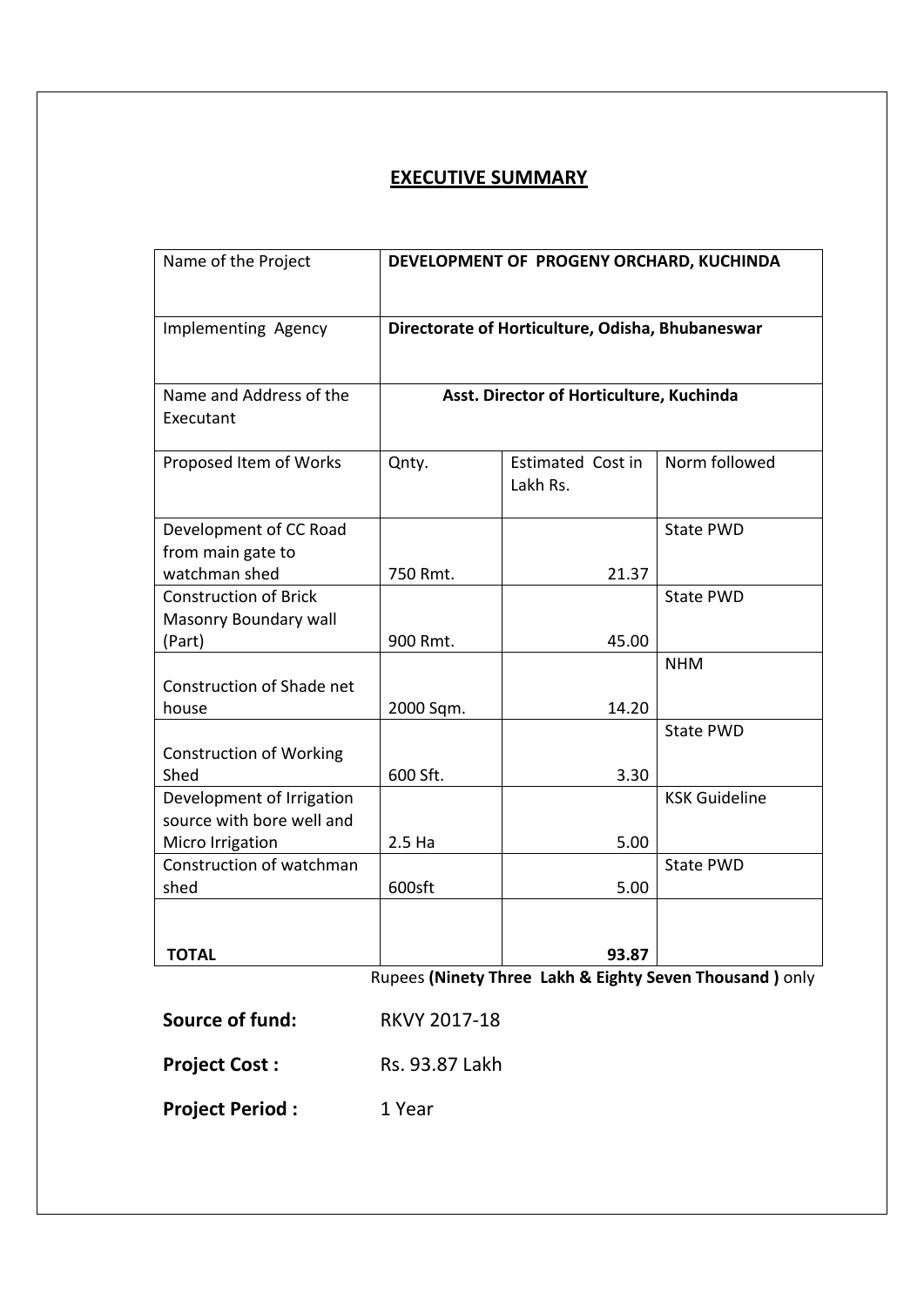# EXECUTIVE SUMMARY

| Name of the Project | **DEVELOPMENT OF PROGENY ORCHARD, KUCHINDA** | | |
|---|---|---|---|
| Implementing Agency | **Directorate of Horticulture, Odisha, Bhubaneswar** | | |
| Name and Address of the Executant | **Asst. Director of Horticulture, Kuchinda** | | |
| Proposed Item of Works | Qnty. | Estimated Cost in Lakh Rs. | Norm followed |
| Development of CC Road from main gate to watchman shed | 750 Rmt. | 21.37 | State PWD |
| Construction of Brick Masonry Boundary wall (Part) | 900 Rmt. | 45.00 | State PWD |
| Construction of Shade net house | 2000 Sqm. | 14.20 | NHM |
| Construction of Working Shed | 600 Sft. | 3.30 | State PWD |
| Development of Irrigation source with bore well and Micro Irrigation | 2.5 Ha | 5.00 | KSK Guideline |
| Construction of watchman shed | 600sft | 5.00 | State PWD |
| **TOTAL** | | **93.87** | |

Rupees **(Ninety Three Lakh & Eighty Seven Thousand )** only

**Source of fund:** RKVY 2017-18

**Project Cost :** Rs. 93.87 Lakh

**Project Period :** 1 Year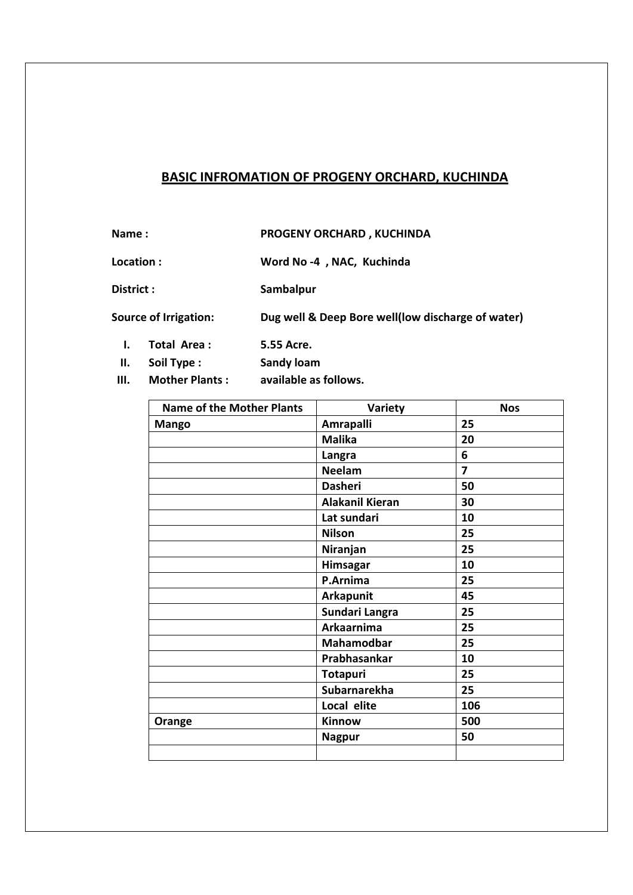## BASIC INFROMATION OF PROGENY ORCHARD, KUCHINDA

**Name :** PROGENY ORCHARD , KUCHINDA

**Location :** Word No -4 , NAC, Kuchinda

**District :** Sambalpur

**Source of Irrigation:** Dug well & Deep Bore well(low discharge of water)

I. **Total Area :** 5.55 Acre.
II. **Soil Type :** Sandy loam
III. **Mother Plants :** available as follows.

| Name of the Mother Plants | Variety | Nos |
|---|---|---|
| Mango | Amrapalli | 25 |
| | Malika | 20 |
| | Langra | 6 |
| | Neelam | 7 |
| | Dasheri | 50 |
| | Alakanil Kieran | 30 |
| | Lat sundari | 10 |
| | Nilson | 25 |
| | Niranjan | 25 |
| | Himsagar | 10 |
| | P.Arnima | 25 |
| | Arkapunit | 45 |
| | Sundari Langra | 25 |
| | Arkaarnima | 25 |
| | Mahamodbar | 25 |
| | Prabhasankar | 10 |
| | Totapuri | 25 |
| | Subarnarekha | 25 |
| | Local elite | 106 |
| Orange | Kinnow | 500 |
| | Nagpur | 50 |
| | | |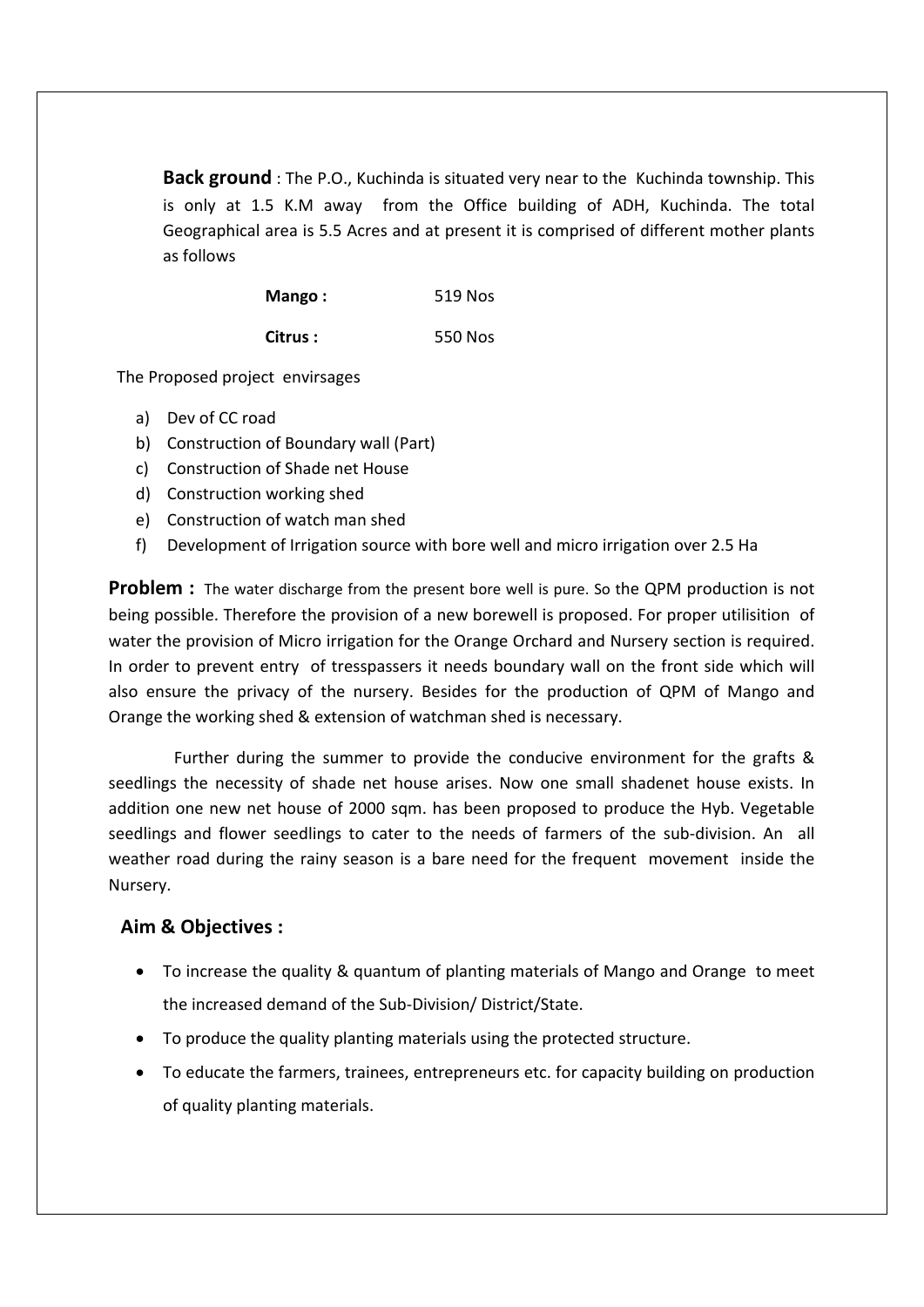**Back ground** : The P.O., Kuchinda is situated very near to the Kuchinda township. This is only at 1.5 K.M away from the Office building of ADH, Kuchinda. The total Geographical area is 5.5 Acres and at present it is comprised of different mother plants as follows

| | |
|---|---|
| **Mango :** | 519 Nos |
| **Citrus :** | 550 Nos |

The Proposed project envirsages

a) Dev of CC road
b) Construction of Boundary wall (Part)
c) Construction of Shade net House
d) Construction working shed
e) Construction of watch man shed
f) Development of Irrigation source with bore well and micro irrigation over 2.5 Ha

**Problem :** The water discharge from the present bore well is pure. So the QPM production is not being possible. Therefore the provision of a new borewell is proposed. For proper utilisition of water the provision of Micro irrigation for the Orange Orchard and Nursery section is required. In order to prevent entry of tresspassers it needs boundary wall on the front side which will also ensure the privacy of the nursery. Besides for the production of QPM of Mango and Orange the working shed & extension of watchman shed is necessary.

Further during the summer to provide the conducive environment for the grafts & seedlings the necessity of shade net house arises. Now one small shadenet house exists. In addition one new net house of 2000 sqm. has been proposed to produce the Hyb. Vegetable seedlings and flower seedlings to cater to the needs of farmers of the sub-division. An all weather road during the rainy season is a bare need for the frequent movement inside the Nursery.

**Aim & Objectives :**

- To increase the quality & quantum of planting materials of Mango and Orange to meet the increased demand of the Sub-Division/ District/State.
- To produce the quality planting materials using the protected structure.
- To educate the farmers, trainees, entrepreneurs etc. for capacity building on production of quality planting materials.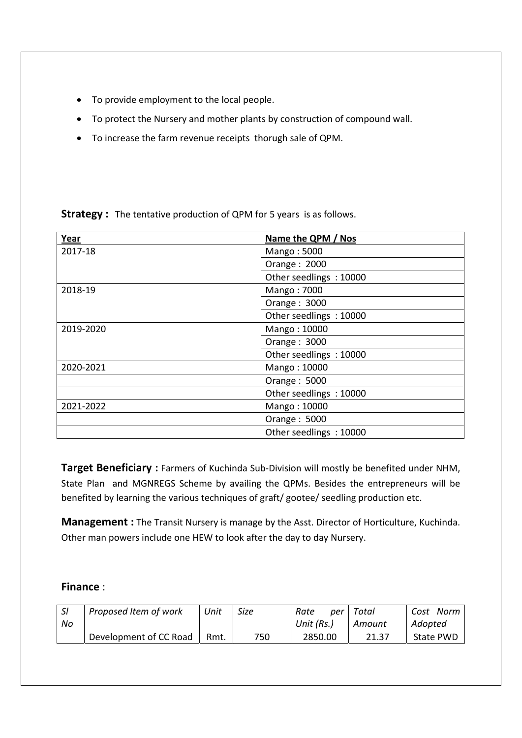- To provide employment to the local people.
- To protect the Nursery and mother plants by construction of compound wall.
- To increase the farm revenue receipts thorugh sale of QPM.

**Strategy :** The tentative production of QPM for 5 years is as follows.

| Year | Name the QPM / Nos |
|---|---|
| 2017-18 | Mango : 5000 |
| | Orange : 2000 |
| | Other seedlings : 10000 |
| 2018-19 | Mango : 7000 |
| | Orange : 3000 |
| | Other seedlings : 10000 |
| 2019-2020 | Mango : 10000 |
| | Orange : 3000 |
| | Other seedlings : 10000 |
| 2020-2021 | Mango : 10000 |
| | Orange : 5000 |
| | Other seedlings : 10000 |
| 2021-2022 | Mango : 10000 |
| | Orange : 5000 |
| | Other seedlings : 10000 |

**Target Beneficiary :** Farmers of Kuchinda Sub-Division will mostly be benefited under NHM, State Plan and MGNREGS Scheme by availing the QPMs. Besides the entrepreneurs will be benefited by learning the various techniques of graft/ gootee/ seedling production etc.

**Management :** The Transit Nursery is manage by the Asst. Director of Horticulture, Kuchinda. Other man powers include one HEW to look after the day to day Nursery.

**Finance** :

| *Sl No* | *Proposed Item of work* | *Unit* | *Size* | *Rate per Unit (Rs.)* | *Total Amount* | *Cost Norm Adopted* |
|---|---|---|---|---|---|---|
| | Development of CC Road | Rmt. | 750 | 2850.00 | 21.37 | State PWD |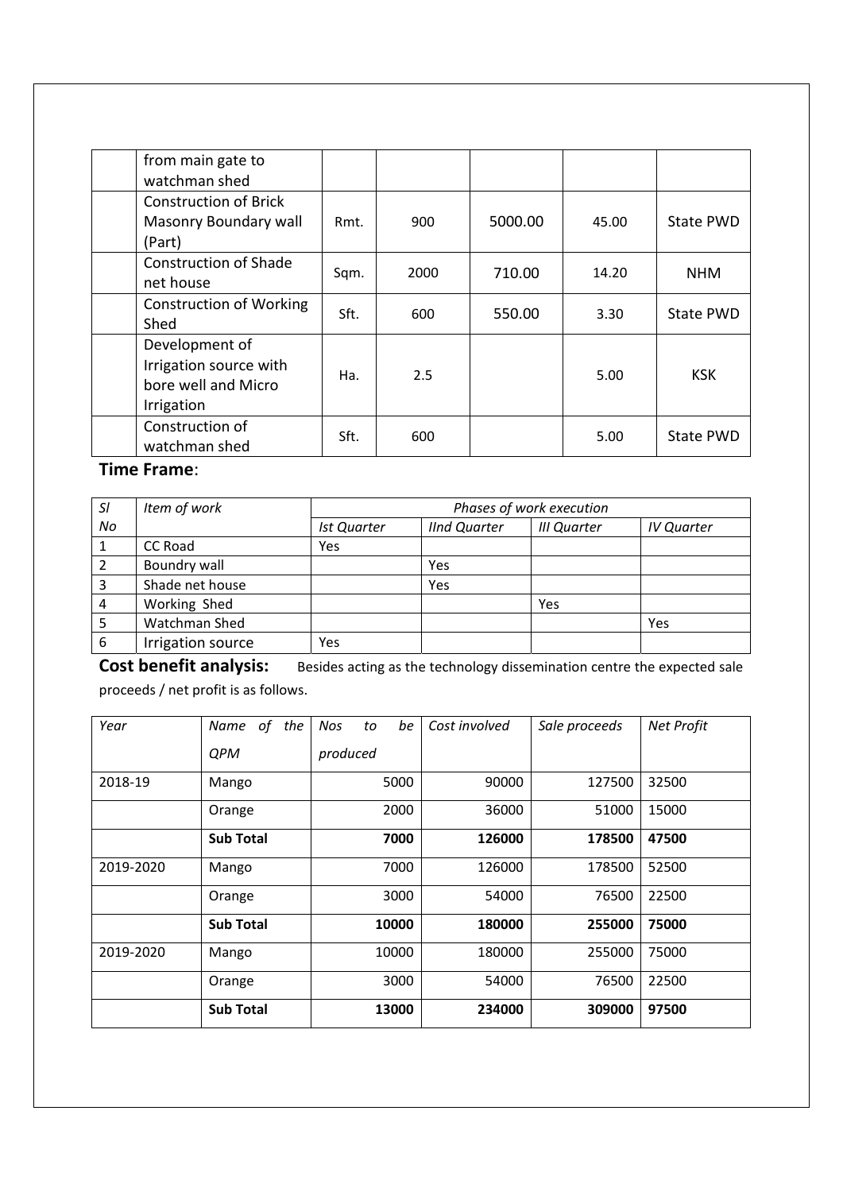|  | from main gate to watchman shed |  |  |  |  |  |
|---|---|---|---|---|---|---|
|  | Construction of Brick Masonry Boundary wall (Part) | Rmt. | 900 | 5000.00 | 45.00 | State PWD |
|  | Construction of Shade net house | Sqm. | 2000 | 710.00 | 14.20 | NHM |
|  | Construction of Working Shed | Sft. | 600 | 550.00 | 3.30 | State PWD |
|  | Development of Irrigation source with bore well and Micro Irrigation | Ha. | 2.5 |  | 5.00 | KSK |
|  | Construction of watchman shed | Sft. | 600 |  | 5.00 | State PWD |

**Time Frame**:

| *Sl No* | *Item of work* | *Phases of work execution* | | | |
|---|---|---|---|---|---|
|  |  | *Ist Quarter* | *IInd Quarter* | *III Quarter* | *IV Quarter* |
| 1 | CC Road | Yes |  |  |  |
| 2 | Boundry wall |  | Yes |  |  |
| 3 | Shade net house |  | Yes |  |  |
| 4 | Working Shed |  |  | Yes |  |
| 5 | Watchman Shed |  |  |  | Yes |
| 6 | Irrigation source | Yes |  |  |  |

**Cost benefit analysis:** Besides acting as the technology dissemination centre the expected sale proceeds / net profit is as follows.

| *Year* | *Name of the QPM* | *Nos to be produced* | *Cost involved* | *Sale proceeds* | *Net Profit* |
|---|---|---|---|---|---|
| 2018-19 | Mango | 5000 | 90000 | 127500 | 32500 |
|  | Orange | 2000 | 36000 | 51000 | 15000 |
|  | **Sub Total** | **7000** | **126000** | **178500** | **47500** |
| 2019-2020 | Mango | 7000 | 126000 | 178500 | 52500 |
|  | Orange | 3000 | 54000 | 76500 | 22500 |
|  | **Sub Total** | **10000** | **180000** | **255000** | **75000** |
| 2019-2020 | Mango | 10000 | 180000 | 255000 | 75000 |
|  | Orange | 3000 | 54000 | 76500 | 22500 |
|  | **Sub Total** | **13000** | **234000** | **309000** | **97500** |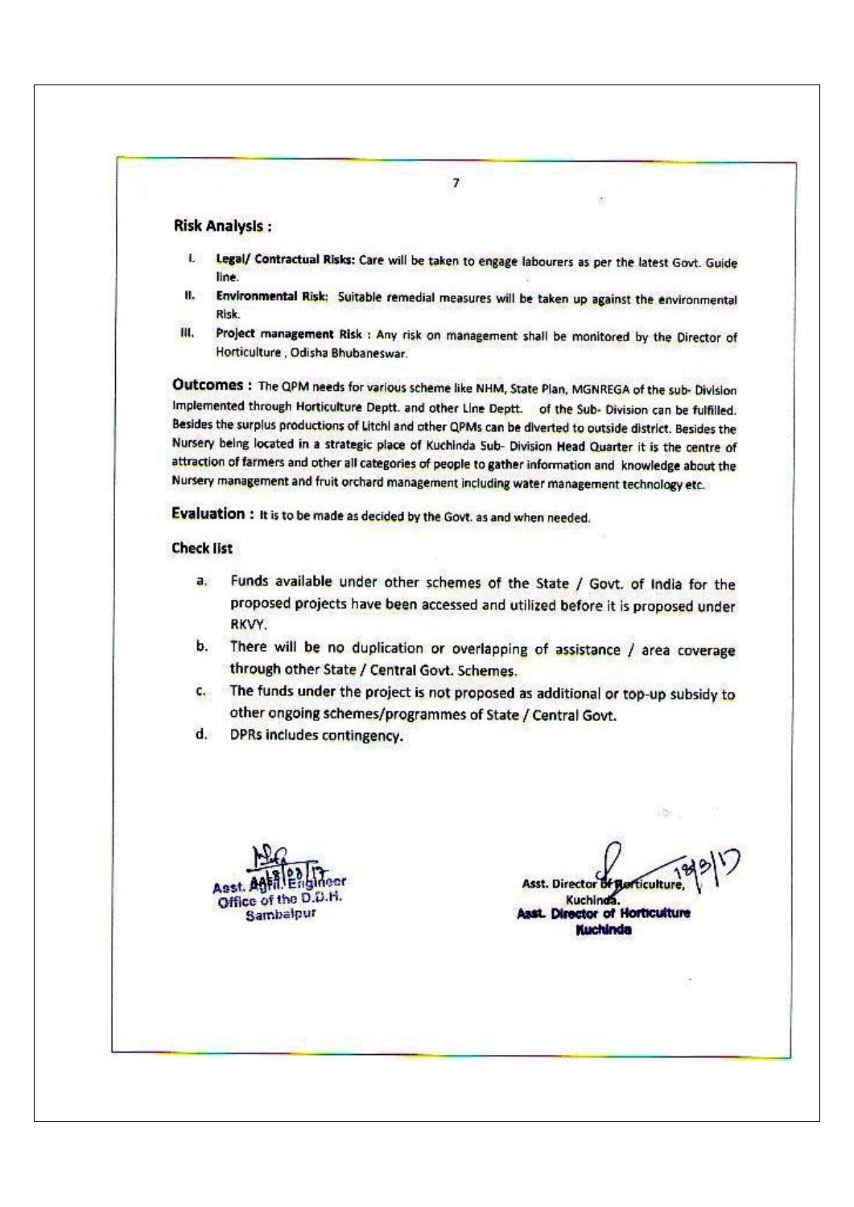## Risk Analysis :

I. **Legal/ Contractual Risks:** Care will be taken to engage labourers as per the latest Govt. Guide line.

II. **Environmental Risk:** Suitable remedial measures will be taken up against the environmental Risk.

III. **Project management Risk** : Any risk on management shall be monitored by the Director of Horticulture , Odisha Bhubaneswar.

**Outcomes :** The QPM needs for various scheme like NHM, State Plan, MGNREGA of the sub- Division implemented through Horticulture Deptt. and other Line Deptt. of the Sub- Division can be fulfilled. Besides the surplus productions of Litchi and other QPMs can be diverted to outside district. Besides the Nursery being located in a strategic place of Kuchinda Sub- Division Head Quarter it is the centre of attraction of farmers and other all categories of people to gather information and knowledge about the Nursery management and fruit orchard management including water management technology etc.

**Evaluation :** It is to be made as decided by the Govt. as and when needed.

### Check list

a. Funds available under other schemes of the State / Govt. of India for the proposed projects have been accessed and utilized before it is proposed under RKVY.

b. There will be no duplication or overlapping of assistance / area coverage through other State / Central Govt. Schemes.

c. The funds under the project is not proposed as additional or top-up subsidy to other ongoing schemes/programmes of State / Central Govt.

d. DPRs includes contingency.

18/03/17
Asst. Agril. Engineer
Office of the D.D.H.
Sambalpur

18/3/17
Asst. Director of Horticulture,
Kuchinda.
Asst. Director of Horticulture
Kuchinda